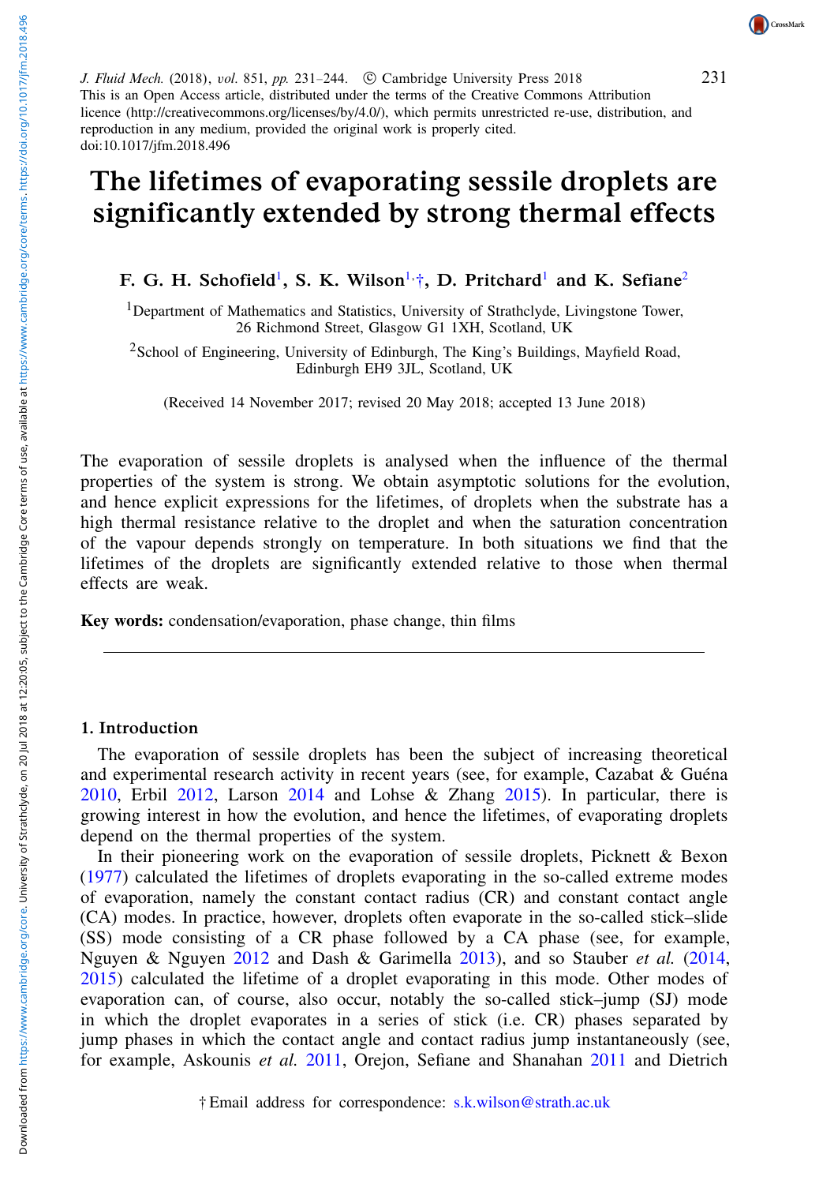This is an Open Access article, distributed under the terms of the Creative Commons Attribution licence (http://creativecommons.org/licenses/by/4.0/), which permits unrestricted re-use, distribution, and reproduction in any medium, provided the original work is properly cited.
doi:10.1017/jfm.2018.496

# The lifetimes of evaporating sessile droplets are significantly extended by strong thermal effects

**F. G. H. Schofield[1], S. K. Wilson[1,†], D. Pritchard[1] and K. Sefiane[2]**

[1]Department of Mathematics and Statistics, University of Strathclyde, Livingstone Tower, 26 Richmond Street, Glasgow G1 1XH, Scotland, UK

[2]School of Engineering, University of Edinburgh, The King's Buildings, Mayfield Road, Edinburgh EH9 3JL, Scotland, UK

(Received 14 November 2017; revised 20 May 2018; accepted 13 June 2018)

The evaporation of sessile droplets is analysed when the influence of the thermal properties of the system is strong. We obtain asymptotic solutions for the evolution, and hence explicit expressions for the lifetimes, of droplets when the substrate has a high thermal resistance relative to the droplet and when the saturation concentration of the vapour depends strongly on temperature. In both situations we find that the lifetimes of the droplets are significantly extended relative to those when thermal effects are weak.

**Key words:** condensation/evaporation, phase change, thin films

## 1. Introduction

The evaporation of sessile droplets has been the subject of increasing theoretical and experimental research activity in recent years (see, for example, Cazabat & Guéna 2010, Erbil 2012, Larson 2014 and Lohse & Zhang 2015). In particular, there is growing interest in how the evolution, and hence the lifetimes, of evaporating droplets depend on the thermal properties of the system.

In their pioneering work on the evaporation of sessile droplets, Picknett & Bexon (1977) calculated the lifetimes of droplets evaporating in the so-called extreme modes of evaporation, namely the constant contact radius (CR) and constant contact angle (CA) modes. In practice, however, droplets often evaporate in the so-called stick–slide (SS) mode consisting of a CR phase followed by a CA phase (see, for example, Nguyen & Nguyen 2012 and Dash & Garimella 2013), and so Stauber *et al.* (2014, 2015) calculated the lifetime of a droplet evaporating in this mode. Other modes of evaporation can, of course, also occur, notably the so-called stick–jump (SJ) mode in which the droplet evaporates in a series of stick (i.e. CR) phases separated by jump phases in which the contact angle and contact radius jump instantaneously (see, for example, Askounis *et al.* 2011, Orejon, Sefiane and Shanahan 2011 and Dietrich

† Email address for correspondence: s.k.wilson@strath.ac.uk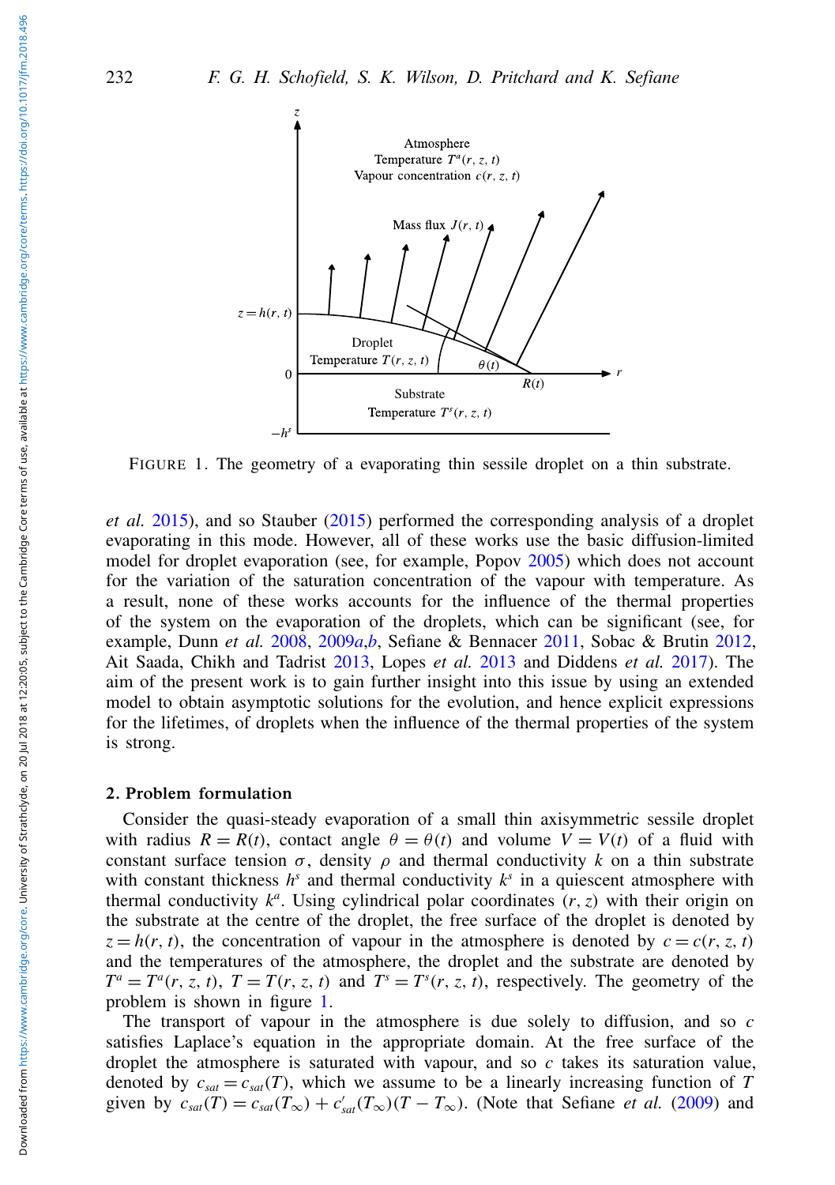FIGURE 1. The geometry of a evaporating thin sessile droplet on a thin substrate.

*et al.* 2015), and so Stauber (2015) performed the corresponding analysis of a droplet evaporating in this mode. However, all of these works use the basic diffusion-limited model for droplet evaporation (see, for example, Popov 2005) which does not account for the variation of the saturation concentration of the vapour with temperature. As a result, none of these works accounts for the influence of the thermal properties of the system on the evaporation of the droplets, which can be significant (see, for example, Dunn *et al.* 2008, 2009*a*,*b*, Sefiane & Bennacer 2011, Sobac & Brutin 2012, Ait Saada, Chikh and Tadrist 2013, Lopes *et al.* 2013 and Diddens *et al.* 2017). The aim of the present work is to gain further insight into this issue by using an extended model to obtain asymptotic solutions for the evolution, and hence explicit expressions for the lifetimes, of droplets when the influence of the thermal properties of the system is strong.

## 2. Problem formulation

Consider the quasi-steady evaporation of a small thin axisymmetric sessile droplet with radius $R = R(t)$, contact angle $\theta = \theta(t)$ and volume $V = V(t)$ of a fluid with constant surface tension $\sigma$, density $\rho$ and thermal conductivity $k$ on a thin substrate with constant thickness $h^s$ and thermal conductivity $k^s$ in a quiescent atmosphere with thermal conductivity $k^a$. Using cylindrical polar coordinates $(r, z)$ with their origin on the substrate at the centre of the droplet, the free surface of the droplet is denoted by $z = h(r, t)$, the concentration of vapour in the atmosphere is denoted by $c = c(r, z, t)$ and the temperatures of the atmosphere, the droplet and the substrate are denoted by $T^a = T^a(r, z, t)$, $T = T(r, z, t)$ and $T^s = T^s(r, z, t)$, respectively. The geometry of the problem is shown in figure 1.

The transport of vapour in the atmosphere is due solely to diffusion, and so $c$ satisfies Laplace's equation in the appropriate domain. At the free surface of the droplet the atmosphere is saturated with vapour, and so $c$ takes its saturation value, denoted by $c_{sat} = c_{sat}(T)$, which we assume to be a linearly increasing function of $T$ given by $c_{sat}(T) = c_{sat}(T_\infty) + c'_{sat}(T_\infty)(T - T_\infty)$. (Note that Sefiane *et al.* (2009) and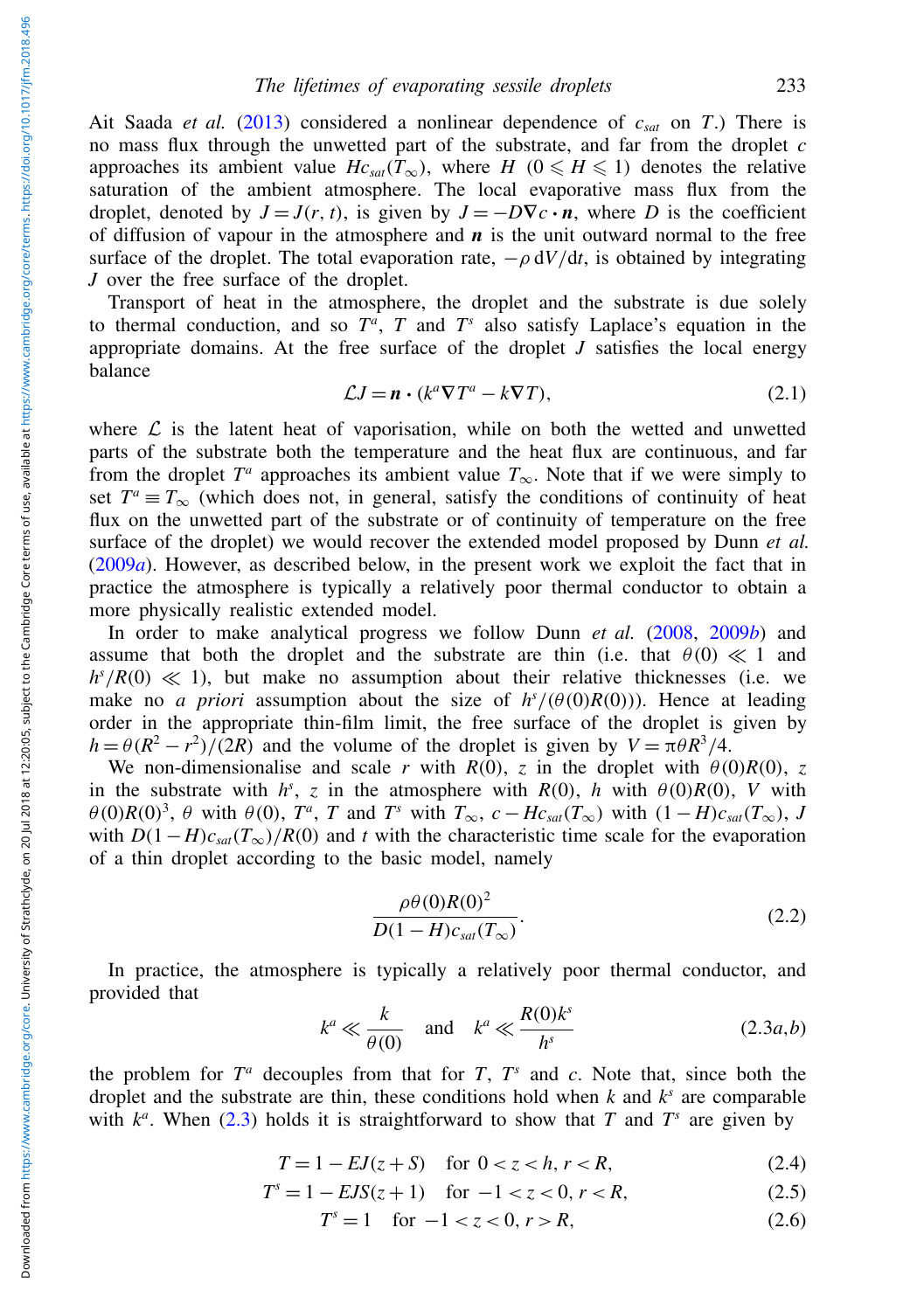Ait Saada *et al.* (2013) considered a nonlinear dependence of $c_{sat}$ on $T$.) There is no mass flux through the unwetted part of the substrate, and far from the droplet $c$ approaches its ambient value $Hc_{sat}(T_\infty)$, where $H$ $(0 \leqslant H \leqslant 1)$ denotes the relative saturation of the ambient atmosphere. The local evaporative mass flux from the droplet, denoted by $J = J(r, t)$, is given by $J = -D\nabla c \cdot \boldsymbol{n}$, where $D$ is the coefficient of diffusion of vapour in the atmosphere and $\boldsymbol{n}$ is the unit outward normal to the free surface of the droplet. The total evaporation rate, $-\rho\, \mathrm{d}V/\mathrm{d}t$, is obtained by integrating $J$ over the free surface of the droplet.

Transport of heat in the atmosphere, the droplet and the substrate is due solely to thermal conduction, and so $T^a$, $T$ and $T^s$ also satisfy Laplace's equation in the appropriate domains. At the free surface of the droplet $J$ satisfies the local energy balance

$$\mathcal{L}J = \boldsymbol{n} \cdot (k^a \nabla T^a - k\nabla T), \tag{2.1}$$

where $\mathcal{L}$ is the latent heat of vaporisation, while on both the wetted and unwetted parts of the substrate both the temperature and the heat flux are continuous, and far from the droplet $T^a$ approaches its ambient value $T_\infty$. Note that if we were simply to set $T^a \equiv T_\infty$ (which does not, in general, satisfy the conditions of continuity of heat flux on the unwetted part of the substrate or of continuity of temperature on the free surface of the droplet) we would recover the extended model proposed by Dunn *et al.* (2009*a*). However, as described below, in the present work we exploit the fact that in practice the atmosphere is typically a relatively poor thermal conductor to obtain a more physically realistic extended model.

In order to make analytical progress we follow Dunn *et al.* (2008, 2009*b*) and assume that both the droplet and the substrate are thin (i.e. that $\theta(0) \ll 1$ and $h^s/R(0) \ll 1$), but make no assumption about their relative thicknesses (i.e. we make no *a priori* assumption about the size of $h^s/(\theta(0)R(0))$). Hence at leading order in the appropriate thin-film limit, the free surface of the droplet is given by $h = \theta(R^2 - r^2)/(2R)$ and the volume of the droplet is given by $V = \pi\theta R^3/4$.

We non-dimensionalise and scale $r$ with $R(0)$, $z$ in the droplet with $\theta(0)R(0)$, $z$ in the substrate with $h^s$, $z$ in the atmosphere with $R(0)$, $h$ with $\theta(0)R(0)$, $V$ with $\theta(0)R(0)^3$, $\theta$ with $\theta(0)$, $T^a$, $T$ and $T^s$ with $T_\infty$, $c - Hc_{sat}(T_\infty)$ with $(1-H)c_{sat}(T_\infty)$, $J$ with $D(1-H)c_{sat}(T_\infty)/R(0)$ and $t$ with the characteristic time scale for the evaporation of a thin droplet according to the basic model, namely

$$\frac{\rho\theta(0)R(0)^2}{D(1-H)c_{sat}(T_\infty)}. \tag{2.2}$$

In practice, the atmosphere is typically a relatively poor thermal conductor, and provided that

$$k^a \ll \frac{k}{\theta(0)} \quad \text{and} \quad k^a \ll \frac{R(0)k^s}{h^s} \tag{2.3$a$,$b$}$$

the problem for $T^a$ decouples from that for $T$, $T^s$ and $c$. Note that, since both the droplet and the substrate are thin, these conditions hold when $k$ and $k^s$ are comparable with $k^a$. When (2.3) holds it is straightforward to show that $T$ and $T^s$ are given by

$$T = 1 - EJ(z + S) \quad \text{for } 0 < z < h,\ r < R, \tag{2.4}$$

$$T^s = 1 - EJS(z + 1) \quad \text{for } -1 < z < 0,\ r < R, \tag{2.5}$$

$$T^s = 1 \quad \text{for } -1 < z < 0,\ r > R, \tag{2.6}$$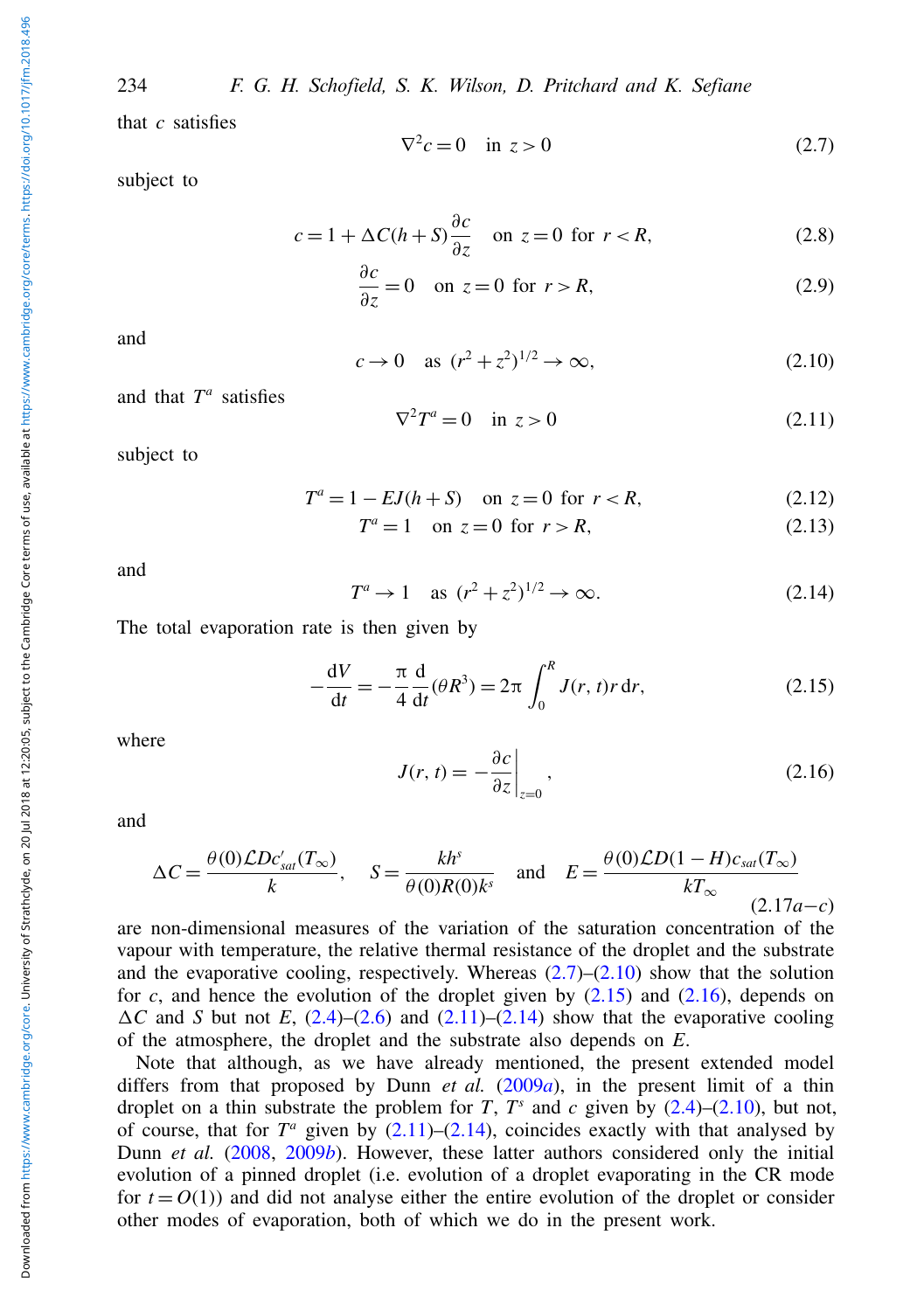that $c$ satisfies

$$\nabla^2 c = 0 \quad \text{in } z > 0 \tag{2.7}$$

subject to

$$c = 1 + \Delta C(h+S)\frac{\partial c}{\partial z} \quad \text{on } z=0 \text{ for } r<R, \tag{2.8}$$

$$\frac{\partial c}{\partial z} = 0 \quad \text{on } z=0 \text{ for } r>R, \tag{2.9}$$

and

$$c \to 0 \quad \text{as } (r^2+z^2)^{1/2} \to \infty, \tag{2.10}$$

and that $T^a$ satisfies

$$\nabla^2 T^a = 0 \quad \text{in } z>0 \tag{2.11}$$

subject to

$$T^a = 1 - EJ(h+S) \quad \text{on } z=0 \text{ for } r<R, \tag{2.12}$$

$$T^a = 1 \quad \text{on } z=0 \text{ for } r>R, \tag{2.13}$$

and

$$T^a \to 1 \quad \text{as } (r^2+z^2)^{1/2} \to \infty. \tag{2.14}$$

The total evaporation rate is then given by

$$-\frac{\mathrm{d}V}{\mathrm{d}t} = -\frac{\pi}{4}\frac{\mathrm{d}}{\mathrm{d}t}(\theta R^3) = 2\pi\int_0^R J(r,t)r\,\mathrm{d}r, \tag{2.15}$$

where

$$J(r,t) = -\left.\frac{\partial c}{\partial z}\right|_{z=0}, \tag{2.16}$$

and

$$\Delta C = \frac{\theta(0)\mathcal{L}Dc'_{sat}(T_\infty)}{k}, \quad S = \frac{kh^s}{\theta(0)R(0)k^s} \quad \text{and} \quad E = \frac{\theta(0)\mathcal{L}D(1-H)c_{sat}(T_\infty)}{kT_\infty} \tag{2.17$a$–$c$}$$

are non-dimensional measures of the variation of the saturation concentration of the vapour with temperature, the relative thermal resistance of the droplet and the substrate and the evaporative cooling, respectively. Whereas (2.7)–(2.10) show that the solution for $c$, and hence the evolution of the droplet given by (2.15) and (2.16), depends on $\Delta C$ and $S$ but not $E$, (2.4)–(2.6) and (2.11)–(2.14) show that the evaporative cooling of the atmosphere, the droplet and the substrate also depends on $E$.

Note that although, as we have already mentioned, the present extended model differs from that proposed by Dunn *et al.* (2009*a*), in the present limit of a thin droplet on a thin substrate the problem for $T$, $T^s$ and $c$ given by (2.4)–(2.10), but not, of course, that for $T^a$ given by (2.11)–(2.14), coincides exactly with that analysed by Dunn *et al.* (2008, 2009*b*). However, these latter authors considered only the initial evolution of a pinned droplet (i.e. evolution of a droplet evaporating in the CR mode for $t = O(1)$) and did not analyse either the entire evolution of the droplet or consider other modes of evaporation, both of which we do in the present work.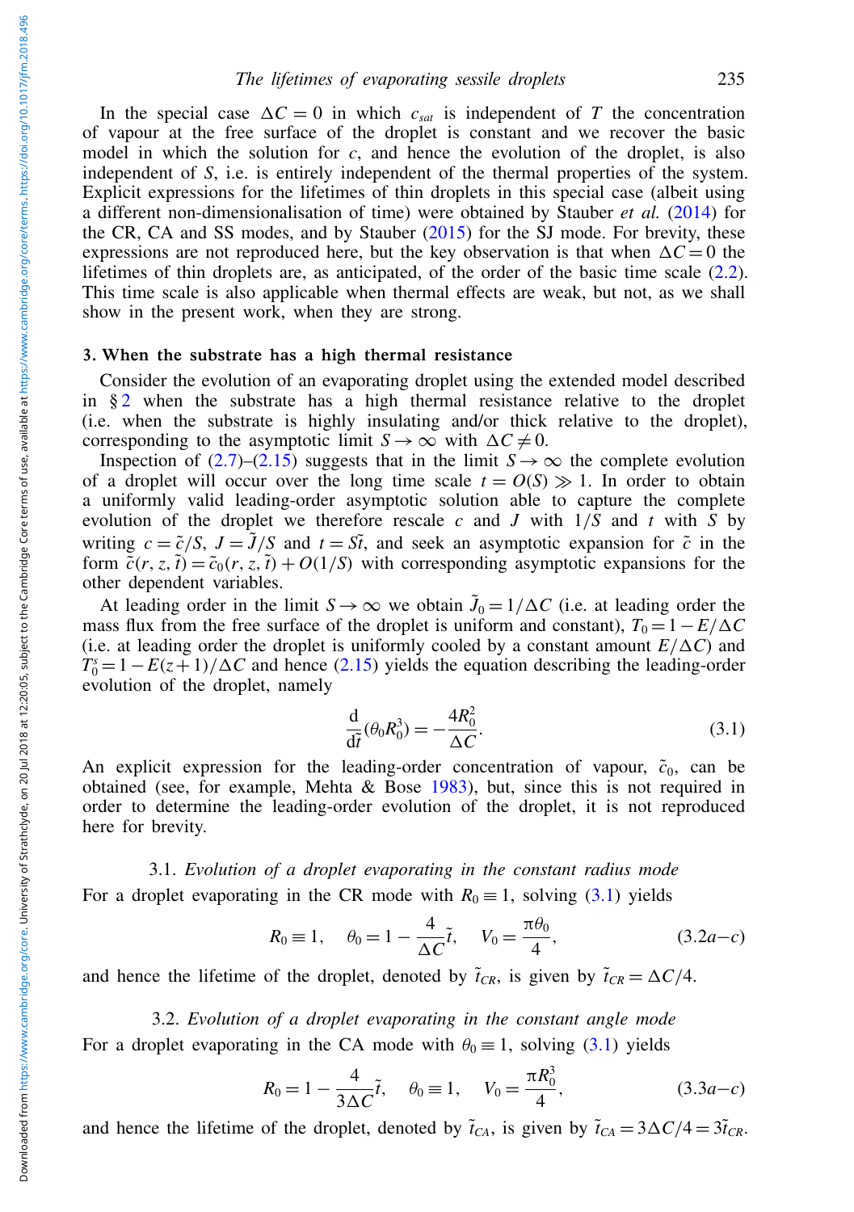In the special case $\Delta C = 0$ in which $c_{sat}$ is independent of $T$ the concentration of vapour at the free surface of the droplet is constant and we recover the basic model in which the solution for $c$, and hence the evolution of the droplet, is also independent of $S$, i.e. is entirely independent of the thermal properties of the system. Explicit expressions for the lifetimes of thin droplets in this special case (albeit using a different non-dimensionalisation of time) were obtained by Stauber *et al.* (2014) for the CR, CA and SS modes, and by Stauber (2015) for the SJ mode. For brevity, these expressions are not reproduced here, but the key observation is that when $\Delta C = 0$ the lifetimes of thin droplets are, as anticipated, of the order of the basic time scale (2.2). This time scale is also applicable when thermal effects are weak, but not, as we shall show in the present work, when they are strong.

## 3. When the substrate has a high thermal resistance

Consider the evolution of an evaporating droplet using the extended model described in § 2 when the substrate has a high thermal resistance relative to the droplet (i.e. when the substrate is highly insulating and/or thick relative to the droplet), corresponding to the asymptotic limit $S \to \infty$ with $\Delta C \neq 0$.

Inspection of (2.7)–(2.15) suggests that in the limit $S \to \infty$ the complete evolution of a droplet will occur over the long time scale $t = O(S) \gg 1$. In order to obtain a uniformly valid leading-order asymptotic solution able to capture the complete evolution of the droplet we therefore rescale $c$ and $J$ with $1/S$ and $t$ with $S$ by writing $c = \tilde{c}/S$, $J = \tilde{J}/S$ and $t = S\tilde{t}$, and seek an asymptotic expansion for $\tilde{c}$ in the form $\tilde{c}(r, z, \tilde{t}) = \tilde{c}_0(r, z, \tilde{t}) + O(1/S)$ with corresponding asymptotic expansions for the other dependent variables.

At leading order in the limit $S \to \infty$ we obtain $\tilde{J}_0 = 1/\Delta C$ (i.e. at leading order the mass flux from the free surface of the droplet is uniform and constant), $T_0 = 1 - E/\Delta C$ (i.e. at leading order the droplet is uniformly cooled by a constant amount $E/\Delta C$) and $T_0^s = 1 - E(z+1)/\Delta C$ and hence (2.15) yields the equation describing the leading-order evolution of the droplet, namely

$$\frac{\mathrm{d}}{\mathrm{d}\tilde{t}}(\theta_0 R_0^3) = -\frac{4R_0^2}{\Delta C}. \tag{3.1}$$

An explicit expression for the leading-order concentration of vapour, $\tilde{c}_0$, can be obtained (see, for example, Mehta & Bose 1983), but, since this is not required in order to determine the leading-order evolution of the droplet, it is not reproduced here for brevity.

### 3.1. *Evolution of a droplet evaporating in the constant radius mode*

For a droplet evaporating in the CR mode with $R_0 \equiv 1$, solving (3.1) yields

$$R_0 \equiv 1, \quad \theta_0 = 1 - \frac{4}{\Delta C}\tilde{t}, \quad V_0 = \frac{\pi\theta_0}{4}, \tag{3.2a–c}$$

and hence the lifetime of the droplet, denoted by $\tilde{t}_{CR}$, is given by $\tilde{t}_{CR} = \Delta C/4$.

### 3.2. *Evolution of a droplet evaporating in the constant angle mode*

For a droplet evaporating in the CA mode with $\theta_0 \equiv 1$, solving (3.1) yields

$$R_0 = 1 - \frac{4}{3\Delta C}\tilde{t}, \quad \theta_0 \equiv 1, \quad V_0 = \frac{\pi R_0^3}{4}, \tag{3.3a–c}$$

and hence the lifetime of the droplet, denoted by $\tilde{t}_{CA}$, is given by $\tilde{t}_{CA} = 3\Delta C/4 = 3\tilde{t}_{CR}$.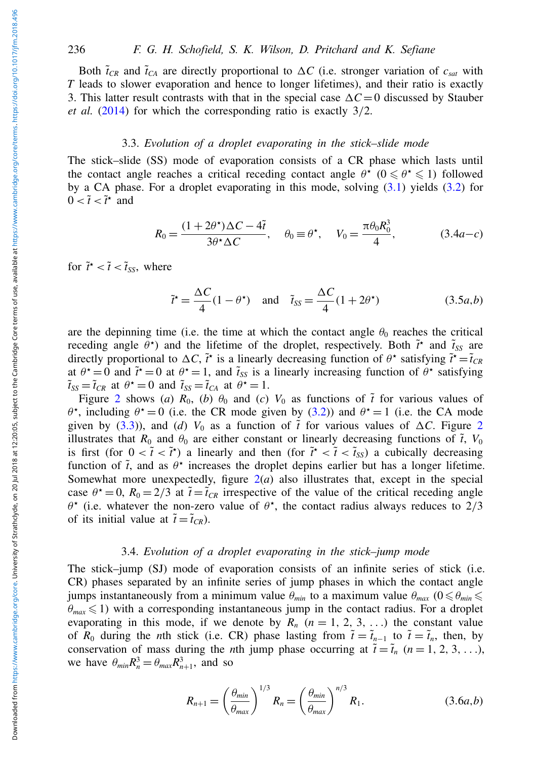Both $\tilde{t}_{CR}$ and $\tilde{t}_{CA}$ are directly proportional to $\Delta C$ (i.e. stronger variation of $c_{sat}$ with $T$ leads to slower evaporation and hence to longer lifetimes), and their ratio is exactly 3. This latter result contrasts with that in the special case $\Delta C = 0$ discussed by Stauber *et al.* (2014) for which the corresponding ratio is exactly $3/2$.

### 3.3. *Evolution of a droplet evaporating in the stick–slide mode*

The stick–slide (SS) mode of evaporation consists of a CR phase which lasts until the contact angle reaches a critical receding contact angle $\theta^\star$ ($0 \leqslant \theta^\star \leqslant 1$) followed by a CA phase. For a droplet evaporating in this mode, solving (3.1) yields (3.2) for $0 < \tilde{t} < \tilde{t}^\star$ and

$$R_0 = \frac{(1+2\theta^\star)\Delta C - 4\tilde{t}}{3\theta^\star \Delta C}, \quad \theta_0 \equiv \theta^\star, \quad V_0 = \frac{\pi \theta_0 R_0^3}{4}, \tag{3.4$a$–$c$}$$

for $\tilde{t}^\star < \tilde{t} < \tilde{t}_{SS}$, where

$$\tilde{t}^\star = \frac{\Delta C}{4}(1-\theta^\star) \quad \text{and} \quad \tilde{t}_{SS} = \frac{\Delta C}{4}(1+2\theta^\star) \tag{3.5$a$,$b$}$$

are the depinning time (i.e. the time at which the contact angle $\theta_0$ reaches the critical receding angle $\theta^\star$) and the lifetime of the droplet, respectively. Both $\tilde{t}^\star$ and $\tilde{t}_{SS}$ are directly proportional to $\Delta C$, $\tilde{t}^\star$ is a linearly decreasing function of $\theta^\star$ satisfying $\tilde{t}^\star = \tilde{t}_{CR}$ at $\theta^\star = 0$ and $\tilde{t}^\star = 0$ at $\theta^\star = 1$, and $\tilde{t}_{SS}$ is a linearly increasing function of $\theta^\star$ satisfying $\tilde{t}_{SS} = \tilde{t}_{CR}$ at $\theta^\star = 0$ and $\tilde{t}_{SS} = \tilde{t}_{CA}$ at $\theta^\star = 1$.

Figure 2 shows (*a*) $R_0$, (*b*) $\theta_0$ and (*c*) $V_0$ as functions of $\tilde{t}$ for various values of $\theta^\star$, including $\theta^\star = 0$ (i.e. the CR mode given by (3.2)) and $\theta^\star = 1$ (i.e. the CA mode given by (3.3)), and (*d*) $V_0$ as a function of $\tilde{t}$ for various values of $\Delta C$. Figure 2 illustrates that $R_0$ and $\theta_0$ are either constant or linearly decreasing functions of $\tilde{t}$, $V_0$ is first (for $0 < \tilde{t} < \tilde{t}^\star$) a linearly and then (for $\tilde{t}^\star < \tilde{t} < \tilde{t}_{SS}$) a cubically decreasing function of $\tilde{t}$, and as $\theta^\star$ increases the droplet depins earlier but has a longer lifetime. Somewhat more unexpectedly, figure 2(*a*) also illustrates that, except in the special case $\theta^\star = 0$, $R_0 = 2/3$ at $\tilde{t} = \tilde{t}_{CR}$ irrespective of the value of the critical receding angle $\theta^\star$ (i.e. whatever the non-zero value of $\theta^\star$, the contact radius always reduces to $2/3$ of its initial value at $\tilde{t} = \tilde{t}_{CR}$).

### 3.4. *Evolution of a droplet evaporating in the stick–jump mode*

The stick–jump (SJ) mode of evaporation consists of an infinite series of stick (i.e. CR) phases separated by an infinite series of jump phases in which the contact angle jumps instantaneously from a minimum value $\theta_{min}$ to a maximum value $\theta_{max}$ ($0 \leqslant \theta_{min} \leqslant \theta_{max} \leqslant 1$) with a corresponding instantaneous jump in the contact radius. For a droplet evaporating in this mode, if we denote by $R_n$ ($n = 1, 2, 3, \ldots$) the constant value of $R_0$ during the $n$th stick (i.e. CR) phase lasting from $\tilde{t} = \tilde{t}_{n-1}$ to $\tilde{t} = \tilde{t}_n$, then, by conservation of mass during the $n$th jump phase occurring at $\tilde{t} = \tilde{t}_n$ ($n = 1, 2, 3, \ldots$), we have $\theta_{min} R_n^3 = \theta_{max} R_{n+1}^3$, and so

$$R_{n+1} = \left(\frac{\theta_{min}}{\theta_{max}}\right)^{1/3} R_n = \left(\frac{\theta_{min}}{\theta_{max}}\right)^{n/3} R_1. \tag{3.6$a$,$b$}$$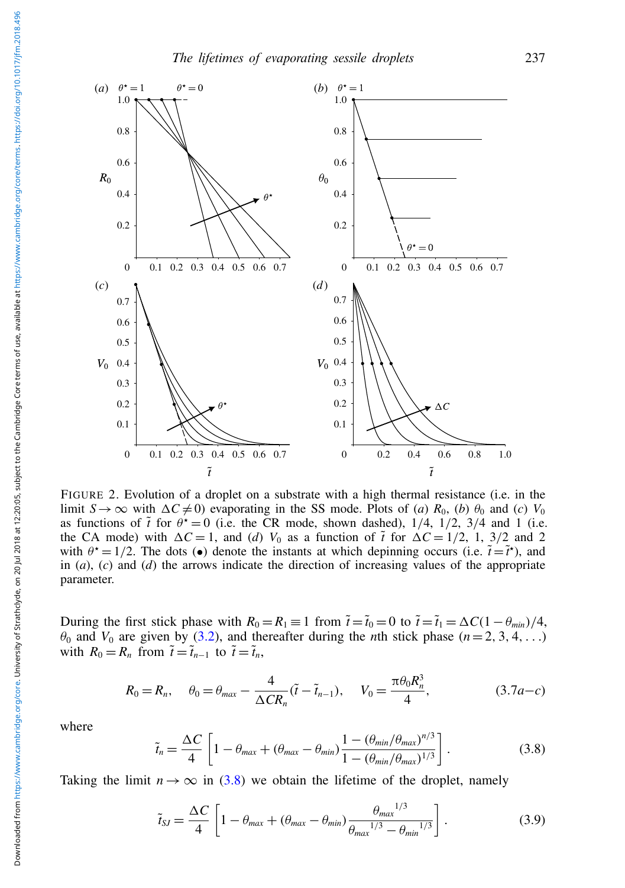FIGURE 2. Evolution of a droplet on a substrate with a high thermal resistance (i.e. in the limit $S \to \infty$ with $\Delta C \neq 0$) evaporating in the SS mode. Plots of (*a*) $R_0$, (*b*) $\theta_0$ and (*c*) $V_0$ as functions of $\tilde{t}$ for $\theta^\star = 0$ (i.e. the CR mode, shown dashed), 1/4, 1/2, 3/4 and 1 (i.e. the CA mode) with $\Delta C = 1$, and (*d*) $V_0$ as a function of $\tilde{t}$ for $\Delta C = 1/2$, 1, 3/2 and 2 with $\theta^\star = 1/2$. The dots (•) denote the instants at which depinning occurs (i.e. $\tilde{t} = \tilde{t}^\star$), and in (*a*), (*c*) and (*d*) the arrows indicate the direction of increasing values of the appropriate parameter.

During the first stick phase with $R_0 = R_1 \equiv 1$ from $\tilde{t} = \tilde{t}_0 = 0$ to $\tilde{t} = \tilde{t}_1 = \Delta C(1 - \theta_{min})/4$, $\theta_0$ and $V_0$ are given by (3.2), and thereafter during the $n$th stick phase ($n = 2, 3, 4, \ldots$) with $R_0 = R_n$ from $\tilde{t} = \tilde{t}_{n-1}$ to $\tilde{t} = \tilde{t}_n$,

$$R_0 = R_n, \quad \theta_0 = \theta_{max} - \frac{4}{\Delta C R_n}(\tilde{t} - \tilde{t}_{n-1}), \quad V_0 = \frac{\pi \theta_0 R_n^3}{4}, \tag{3.7$a$–$c$}$$

where

$$\tilde{t}_n = \frac{\Delta C}{4}\left[1 - \theta_{max} + (\theta_{max} - \theta_{min})\frac{1 - (\theta_{min}/\theta_{max})^{n/3}}{1 - (\theta_{min}/\theta_{max})^{1/3}}\right]. \tag{3.8}$$

Taking the limit $n \to \infty$ in (3.8) we obtain the lifetime of the droplet, namely

$$\tilde{t}_{SJ} = \frac{\Delta C}{4}\left[1 - \theta_{max} + (\theta_{max} - \theta_{min})\frac{{\theta_{max}}^{1/3}}{{\theta_{max}}^{1/3} - {\theta_{min}}^{1/3}}\right]. \tag{3.9}$$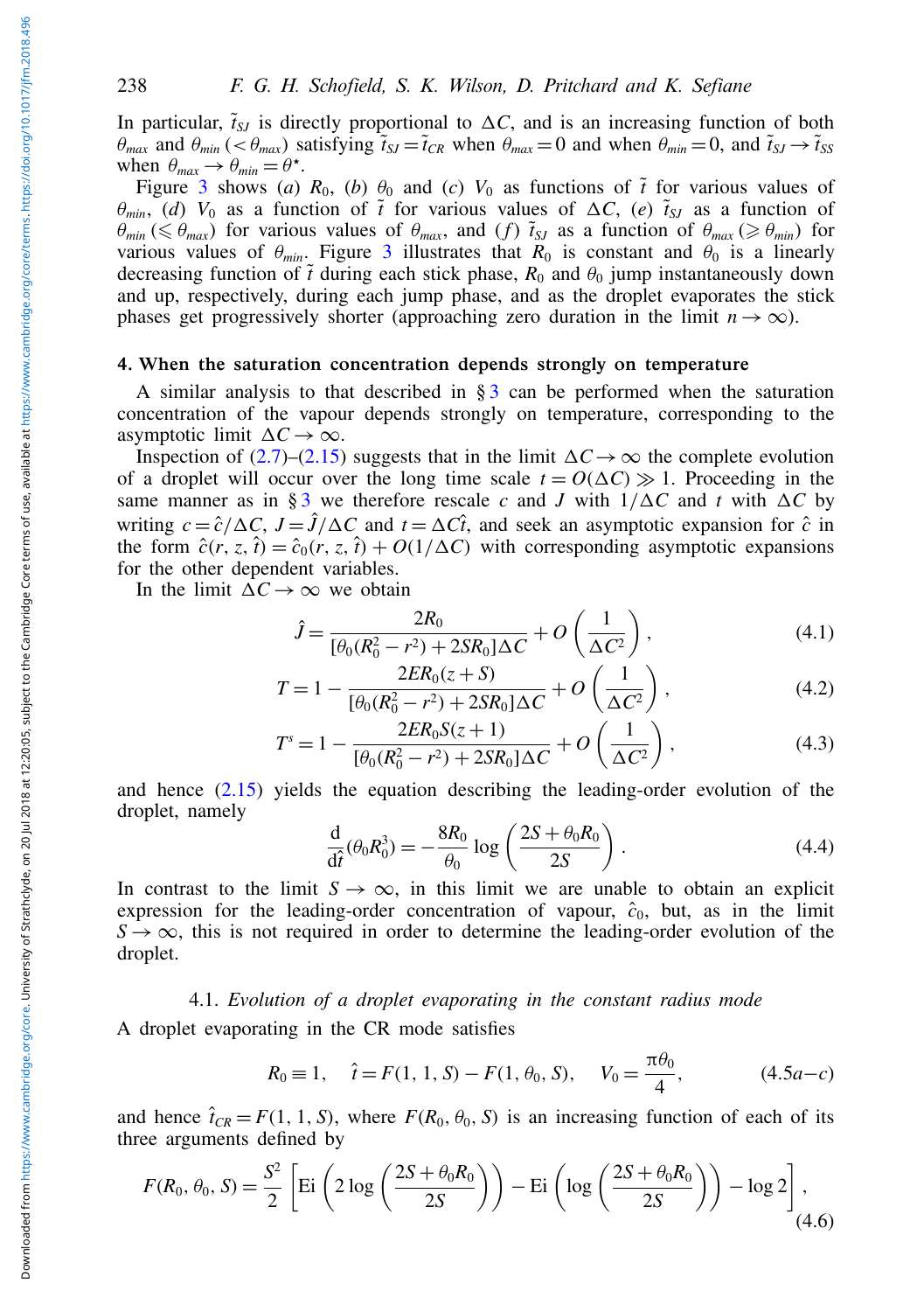In particular, $\tilde{t}_{SJ}$ is directly proportional to $\Delta C$, and is an increasing function of both $\theta_{max}$ and $\theta_{min}$ ($<\theta_{max}$) satisfying $\tilde{t}_{SJ} = \tilde{t}_{CR}$ when $\theta_{max} = 0$ and when $\theta_{min} = 0$, and $\tilde{t}_{SJ} \to \tilde{t}_{SS}$ when $\theta_{max} \to \theta_{min} = \theta^{\star}$.

Figure 3 shows (*a*) $R_0$, (*b*) $\theta_0$ and (*c*) $V_0$ as functions of $\tilde{t}$ for various values of $\theta_{min}$, (*d*) $V_0$ as a function of $\tilde{t}$ for various values of $\Delta C$, (*e*) $\tilde{t}_{SJ}$ as a function of $\theta_{min}$ ($\leqslant \theta_{max}$) for various values of $\theta_{max}$, and (*f*) $\tilde{t}_{SJ}$ as a function of $\theta_{max}$ ($\geqslant \theta_{min}$) for various values of $\theta_{min}$. Figure 3 illustrates that $R_0$ is constant and $\theta_0$ is a linearly decreasing function of $\tilde{t}$ during each stick phase, $R_0$ and $\theta_0$ jump instantaneously down and up, respectively, during each jump phase, and as the droplet evaporates the stick phases get progressively shorter (approaching zero duration in the limit $n \to \infty$).

## 4. When the saturation concentration depends strongly on temperature

A similar analysis to that described in § 3 can be performed when the saturation concentration of the vapour depends strongly on temperature, corresponding to the asymptotic limit $\Delta C \to \infty$.

Inspection of (2.7)–(2.15) suggests that in the limit $\Delta C \to \infty$ the complete evolution of a droplet will occur over the long time scale $t = O(\Delta C) \gg 1$. Proceeding in the same manner as in § 3 we therefore rescale $c$ and $J$ with $1/\Delta C$ and $t$ with $\Delta C$ by writing $c = \hat{c}/\Delta C$, $J = \hat{J}/\Delta C$ and $t = \Delta C\hat{t}$, and seek an asymptotic expansion for $\hat{c}$ in the form $\hat{c}(r, z, \hat{t}) = \hat{c}_0(r, z, \hat{t}) + O(1/\Delta C)$ with corresponding asymptotic expansions for the other dependent variables.

In the limit $\Delta C \to \infty$ we obtain

$$\hat{J} = \frac{2R_0}{[\theta_0(R_0^2 - r^2) + 2SR_0]\Delta C} + O\left(\frac{1}{\Delta C^2}\right), \tag{4.1}$$

$$T = 1 - \frac{2ER_0(z + S)}{[\theta_0(R_0^2 - r^2) + 2SR_0]\Delta C} + O\left(\frac{1}{\Delta C^2}\right), \tag{4.2}$$

$$T^s = 1 - \frac{2ER_0S(z + 1)}{[\theta_0(R_0^2 - r^2) + 2SR_0]\Delta C} + O\left(\frac{1}{\Delta C^2}\right), \tag{4.3}$$

and hence (2.15) yields the equation describing the leading-order evolution of the droplet, namely

$$\frac{\mathrm{d}}{\mathrm{d}\hat{t}}(\theta_0 R_0^3) = -\frac{8R_0}{\theta_0}\log\left(\frac{2S + \theta_0 R_0}{2S}\right). \tag{4.4}$$

In contrast to the limit $S \to \infty$, in this limit we are unable to obtain an explicit expression for the leading-order concentration of vapour, $\hat{c}_0$, but, as in the limit $S \to \infty$, this is not required in order to determine the leading-order evolution of the droplet.

### 4.1. *Evolution of a droplet evaporating in the constant radius mode*

A droplet evaporating in the CR mode satisfies

$$R_0 \equiv 1, \quad \hat{t} = F(1, 1, S) - F(1, \theta_0, S), \quad V_0 = \frac{\pi\theta_0}{4}, \tag{4.5$a$–$c$}$$

and hence $\hat{t}_{CR} = F(1, 1, S)$, where $F(R_0, \theta_0, S)$ is an increasing function of each of its three arguments defined by

$$F(R_0, \theta_0, S) = \frac{S^2}{2}\left[\mathrm{Ei}\left(2\log\left(\frac{2S + \theta_0 R_0}{2S}\right)\right) - \mathrm{Ei}\left(\log\left(\frac{2S + \theta_0 R_0}{2S}\right)\right) - \log 2\right], \tag{4.6}$$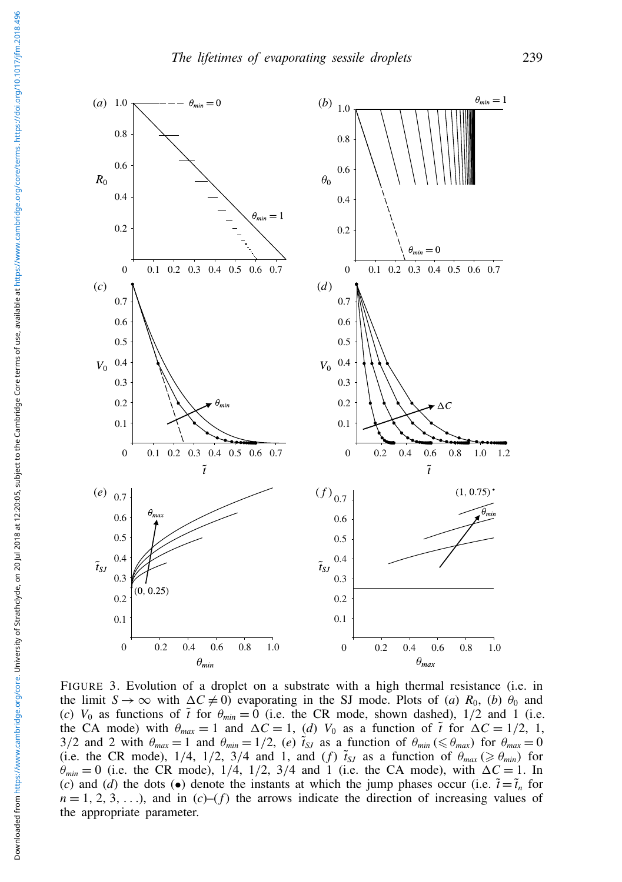FIGURE 3. Evolution of a droplet on a substrate with a high thermal resistance (i.e. in the limit $S \to \infty$ with $\Delta C \neq 0$) evaporating in the SJ mode. Plots of (*a*) $R_0$, (*b*) $\theta_0$ and (*c*) $V_0$ as functions of $\tilde{t}$ for $\theta_{min} = 0$ (i.e. the CR mode, shown dashed), 1/2 and 1 (i.e. the CA mode) with $\theta_{max} = 1$ and $\Delta C = 1$, (*d*) $V_0$ as a function of $\tilde{t}$ for $\Delta C = 1/2$, 1, 3/2 and 2 with $\theta_{max} = 1$ and $\theta_{min} = 1/2$, (*e*) $\tilde{t}_{SJ}$ as a function of $\theta_{min}$ ($\leqslant \theta_{max}$) for $\theta_{max} = 0$ (i.e. the CR mode), 1/4, 1/2, 3/4 and 1, and (*f*) $\tilde{t}_{SJ}$ as a function of $\theta_{max}$ ($\geqslant \theta_{min}$) for $\theta_{min} = 0$ (i.e. the CR mode), 1/4, 1/2, 3/4 and 1 (i.e. the CA mode), with $\Delta C = 1$. In (*c*) and (*d*) the dots (•) denote the instants at which the jump phases occur (i.e. $\tilde{t} = \tilde{t}_n$ for $n = 1, 2, 3, \ldots$), and in (*c*)–(*f*) the arrows indicate the direction of increasing values of the appropriate parameter.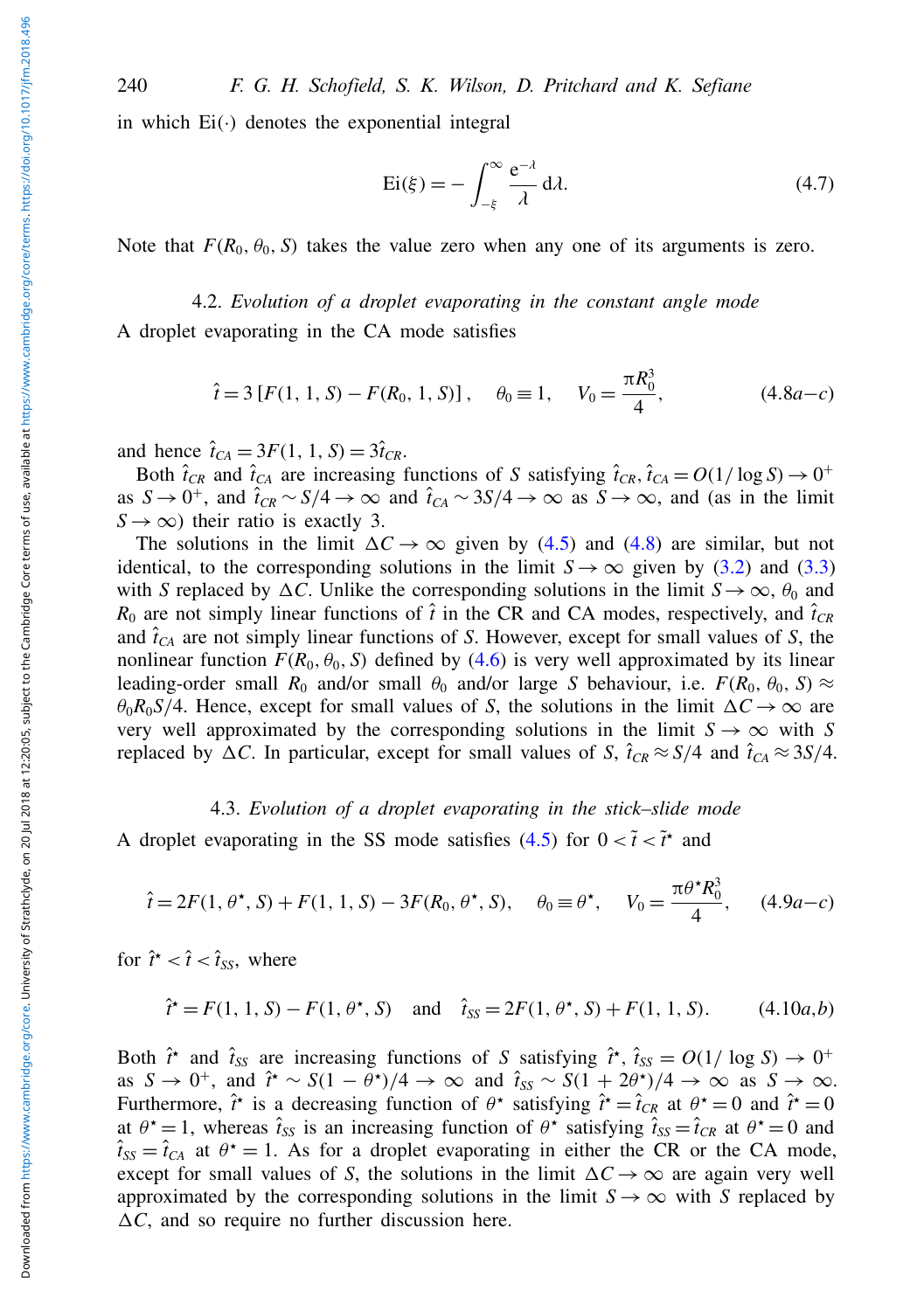in which $\mathrm{Ei}(\cdot)$ denotes the exponential integral

$$\mathrm{Ei}(\xi) = -\int_{-\xi}^{\infty} \frac{\mathrm{e}^{-\lambda}}{\lambda}\,\mathrm{d}\lambda. \tag{4.7}$$

Note that $F(R_0, \theta_0, S)$ takes the value zero when any one of its arguments is zero.

### 4.2. *Evolution of a droplet evaporating in the constant angle mode*

A droplet evaporating in the CA mode satisfies

$$\hat{t} = 3\left[F(1, 1, S) - F(R_0, 1, S)\right], \quad \theta_0 \equiv 1, \quad V_0 = \frac{\pi R_0^3}{4}, \tag{4.8a–c}$$

and hence $\hat{t}_{CA} = 3F(1, 1, S) = 3\hat{t}_{CR}$.

Both $\hat{t}_{CR}$ and $\hat{t}_{CA}$ are increasing functions of $S$ satisfying $\hat{t}_{CR}, \hat{t}_{CA} = O(1/\log S) \to 0^+$ as $S \to 0^+$, and $\hat{t}_{CR} \sim S/4 \to \infty$ and $\hat{t}_{CA} \sim 3S/4 \to \infty$ as $S \to \infty$, and (as in the limit $S \to \infty$) their ratio is exactly 3.

The solutions in the limit $\Delta C \to \infty$ given by (4.5) and (4.8) are similar, but not identical, to the corresponding solutions in the limit $S \to \infty$ given by (3.2) and (3.3) with $S$ replaced by $\Delta C$. Unlike the corresponding solutions in the limit $S \to \infty$, $\theta_0$ and $R_0$ are not simply linear functions of $\hat{t}$ in the CR and CA modes, respectively, and $\hat{t}_{CR}$ and $\hat{t}_{CA}$ are not simply linear functions of $S$. However, except for small values of $S$, the nonlinear function $F(R_0, \theta_0, S)$ defined by (4.6) is very well approximated by its linear leading-order small $R_0$ and/or small $\theta_0$ and/or large $S$ behaviour, i.e. $F(R_0, \theta_0, S) \approx \theta_0 R_0 S/4$. Hence, except for small values of $S$, the solutions in the limit $\Delta C \to \infty$ are very well approximated by the corresponding solutions in the limit $S \to \infty$ with $S$ replaced by $\Delta C$. In particular, except for small values of $S$, $\hat{t}_{CR} \approx S/4$ and $\hat{t}_{CA} \approx 3S/4$.

### 4.3. *Evolution of a droplet evaporating in the stick–slide mode*

A droplet evaporating in the SS mode satisfies (4.5) for $0 < \tilde{t} < \tilde{t}^\star$ and

$$\hat{t} = 2F(1, \theta^\star, S) + F(1, 1, S) - 3F(R_0, \theta^\star, S), \quad \theta_0 \equiv \theta^\star, \quad V_0 = \frac{\pi \theta^\star R_0^3}{4}, \tag{4.9a–c}$$

for $\hat{t}^\star < \hat{t} < \hat{t}_{SS}$, where

$$\hat{t}^\star = F(1, 1, S) - F(1, \theta^\star, S) \quad \text{and} \quad \hat{t}_{SS} = 2F(1, \theta^\star, S) + F(1, 1, S). \tag{4.10a,b}$$

Both $\hat{t}^\star$ and $\hat{t}_{SS}$ are increasing functions of $S$ satisfying $\hat{t}^\star, \hat{t}_{SS} = O(1/\log S) \to 0^+$ as $S \to 0^+$, and $\hat{t}^\star \sim S(1 - \theta^\star)/4 \to \infty$ and $\hat{t}_{SS} \sim S(1 + 2\theta^\star)/4 \to \infty$ as $S \to \infty$. Furthermore, $\hat{t}^\star$ is a decreasing function of $\theta^\star$ satisfying $\hat{t}^\star = \hat{t}_{CR}$ at $\theta^\star = 0$ and $\hat{t}^\star = 0$ at $\theta^\star = 1$, whereas $\hat{t}_{SS}$ is an increasing function of $\theta^\star$ satisfying $\hat{t}_{SS} = \hat{t}_{CR}$ at $\theta^\star = 0$ and $\hat{t}_{SS} = \hat{t}_{CA}$ at $\theta^\star = 1$. As for a droplet evaporating in either the CR or the CA mode, except for small values of $S$, the solutions in the limit $\Delta C \to \infty$ are again very well approximated by the corresponding solutions in the limit $S \to \infty$ with $S$ replaced by $\Delta C$, and so require no further discussion here.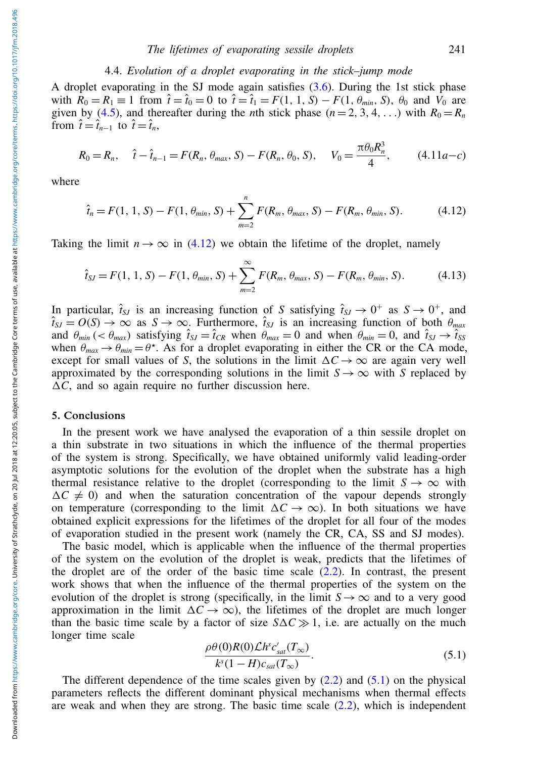### 4.4. *Evolution of a droplet evaporating in the stick–jump mode*

A droplet evaporating in the SJ mode again satisfies (3.6). During the 1st stick phase with $R_0 = R_1 \equiv 1$ from $\hat{t} = \hat{t}_0 = 0$ to $\hat{t} = \hat{t}_1 = F(1, 1, S) - F(1, \theta_{min}, S)$, $\theta_0$ and $V_0$ are given by (4.5), and thereafter during the $n$th stick phase ($n = 2, 3, 4, \ldots$) with $R_0 = R_n$ from $\hat{t} = \hat{t}_{n-1}$ to $\hat{t} = \hat{t}_n$,

$$R_0 = R_n, \quad \hat{t} - \hat{t}_{n-1} = F(R_n, \theta_{max}, S) - F(R_n, \theta_0, S), \quad V_0 = \frac{\pi \theta_0 R_n^3}{4}, \qquad (4.11a\text{–}c)$$

where

$$\hat{t}_n = F(1, 1, S) - F(1, \theta_{min}, S) + \sum_{m=2}^{n} F(R_m, \theta_{max}, S) - F(R_m, \theta_{min}, S). \qquad (4.12)$$

Taking the limit $n \to \infty$ in (4.12) we obtain the lifetime of the droplet, namely

$$\hat{t}_{SJ} = F(1, 1, S) - F(1, \theta_{min}, S) + \sum_{m=2}^{\infty} F(R_m, \theta_{max}, S) - F(R_m, \theta_{min}, S). \qquad (4.13)$$

In particular, $\hat{t}_{SJ}$ is an increasing function of $S$ satisfying $\hat{t}_{SJ} \to 0^+$ as $S \to 0^+$, and $\hat{t}_{SJ} = O(S) \to \infty$ as $S \to \infty$. Furthermore, $\hat{t}_{SJ}$ is an increasing function of both $\theta_{max}$ and $\theta_{min}$ ($< \theta_{max}$) satisfying $\hat{t}_{SJ} = \hat{t}_{CR}$ when $\theta_{max} = 0$ and when $\theta_{min} = 0$, and $\hat{t}_{SJ} \to \hat{t}_{SS}$ when $\theta_{max} \to \theta_{min} = \theta^{\star}$. As for a droplet evaporating in either the CR or the CA mode, except for small values of $S$, the solutions in the limit $\Delta C \to \infty$ are again very well approximated by the corresponding solutions in the limit $S \to \infty$ with $S$ replaced by $\Delta C$, and so again require no further discussion here.

## 5. Conclusions

In the present work we have analysed the evaporation of a thin sessile droplet on a thin substrate in two situations in which the influence of the thermal properties of the system is strong. Specifically, we have obtained uniformly valid leading-order asymptotic solutions for the evolution of the droplet when the substrate has a high thermal resistance relative to the droplet (corresponding to the limit $S \to \infty$ with $\Delta C \neq 0$) and when the saturation concentration of the vapour depends strongly on temperature (corresponding to the limit $\Delta C \to \infty$). In both situations we have obtained explicit expressions for the lifetimes of the droplet for all four of the modes of evaporation studied in the present work (namely the CR, CA, SS and SJ modes).

The basic model, which is applicable when the influence of the thermal properties of the system on the evolution of the droplet is weak, predicts that the lifetimes of the droplet are of the order of the basic time scale (2.2). In contrast, the present work shows that when the influence of the thermal properties of the system on the evolution of the droplet is strong (specifically, in the limit $S \to \infty$ and to a very good approximation in the limit $\Delta C \to \infty$), the lifetimes of the droplet are much longer than the basic time scale by a factor of size $S\Delta C \gg 1$, i.e. are actually on the much longer time scale

$$\frac{\rho \theta(0) R(0) \mathcal{L} h^s c'_{sat}(T_\infty)}{k^s (1 - H) c_{sat}(T_\infty)}. \qquad (5.1)$$

The different dependence of the time scales given by (2.2) and (5.1) on the physical parameters reflects the different dominant physical mechanisms when thermal effects are weak and when they are strong. The basic time scale (2.2), which is independent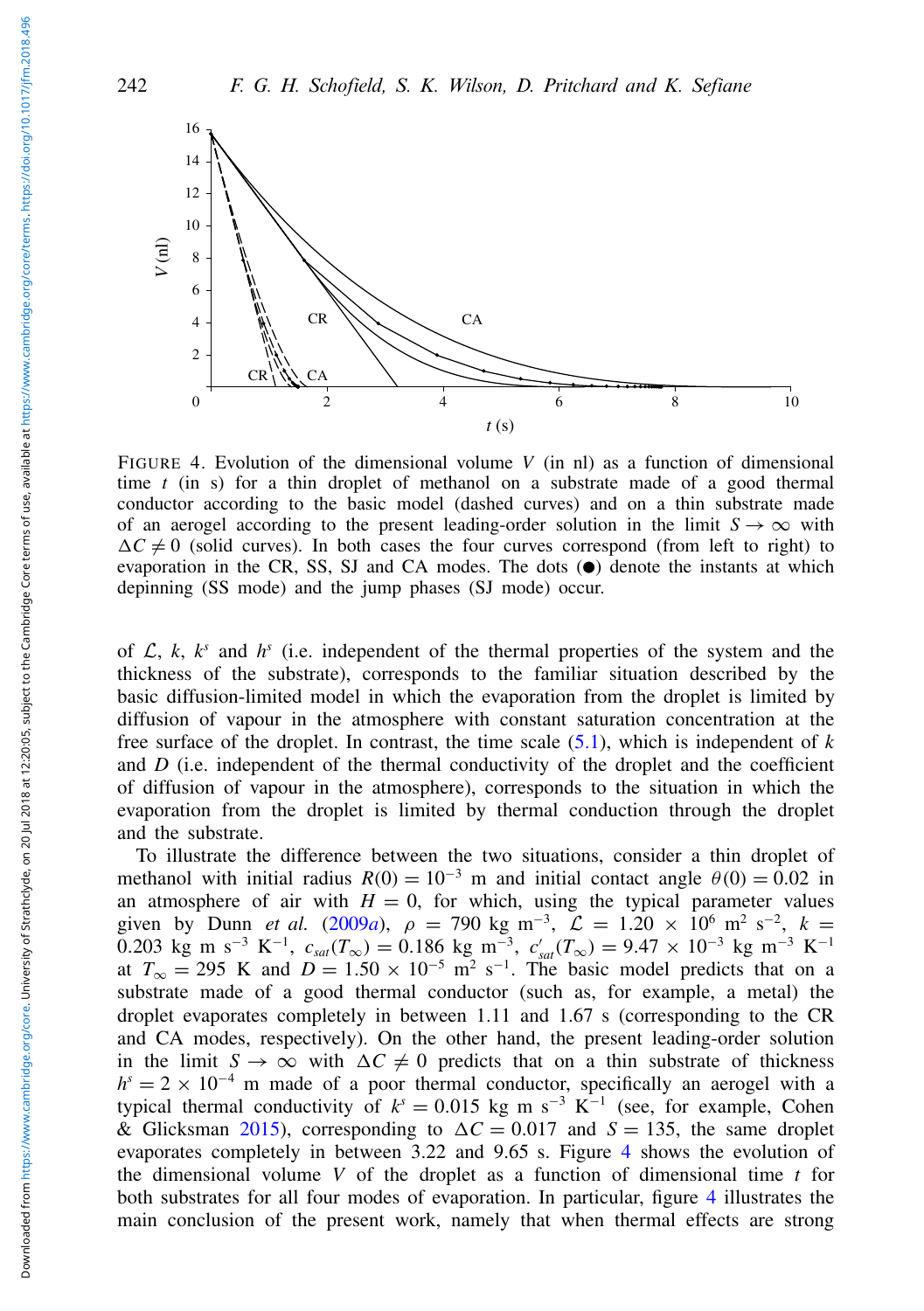FIGURE 4. Evolution of the dimensional volume $V$ (in nl) as a function of dimensional time $t$ (in s) for a thin droplet of methanol on a substrate made of a good thermal conductor according to the basic model (dashed curves) and on a thin substrate made of an aerogel according to the present leading-order solution in the limit $S \to \infty$ with $\Delta C \neq 0$ (solid curves). In both cases the four curves correspond (from left to right) to evaporation in the CR, SS, SJ and CA modes. The dots (●) denote the instants at which depinning (SS mode) and the jump phases (SJ mode) occur.

of $\mathcal{L}$, $k$, $k^s$ and $h^s$ (i.e. independent of the thermal properties of the system and the thickness of the substrate), corresponds to the familiar situation described by the basic diffusion-limited model in which the evaporation from the droplet is limited by diffusion of vapour in the atmosphere with constant saturation concentration at the free surface of the droplet. In contrast, the time scale (5.1), which is independent of $k$ and $D$ (i.e. independent of the thermal conductivity of the droplet and the coefficient of diffusion of vapour in the atmosphere), corresponds to the situation in which the evaporation from the droplet is limited by thermal conduction through the droplet and the substrate.

To illustrate the difference between the two situations, consider a thin droplet of methanol with initial radius $R(0) = 10^{-3}$ m and initial contact angle $\theta(0) = 0.02$ in an atmosphere of air with $H = 0$, for which, using the typical parameter values given by Dunn *et al.* (2009*a*), $\rho = 790$ kg m$^{-3}$, $\mathcal{L} = 1.20 \times 10^6$ m$^2$ s$^{-2}$, $k = 0.203$ kg m s$^{-3}$ K$^{-1}$, $c_{sat}(T_\infty) = 0.186$ kg m$^{-3}$, $c'_{sat}(T_\infty) = 9.47 \times 10^{-3}$ kg m$^{-3}$ K$^{-1}$ at $T_\infty = 295$ K and $D = 1.50 \times 10^{-5}$ m$^2$ s$^{-1}$. The basic model predicts that on a substrate made of a good thermal conductor (such as, for example, a metal) the droplet evaporates completely in between 1.11 and 1.67 s (corresponding to the CR and CA modes, respectively). On the other hand, the present leading-order solution in the limit $S \to \infty$ with $\Delta C \neq 0$ predicts that on a thin substrate of thickness $h^s = 2 \times 10^{-4}$ m made of a poor thermal conductor, specifically an aerogel with a typical thermal conductivity of $k^s = 0.015$ kg m s$^{-3}$ K$^{-1}$ (see, for example, Cohen & Glicksman 2015), corresponding to $\Delta C = 0.017$ and $S = 135$, the same droplet evaporates completely in between 3.22 and 9.65 s. Figure 4 shows the evolution of the dimensional volume $V$ of the droplet as a function of dimensional time $t$ for both substrates for all four modes of evaporation. In particular, figure 4 illustrates the main conclusion of the present work, namely that when thermal effects are strong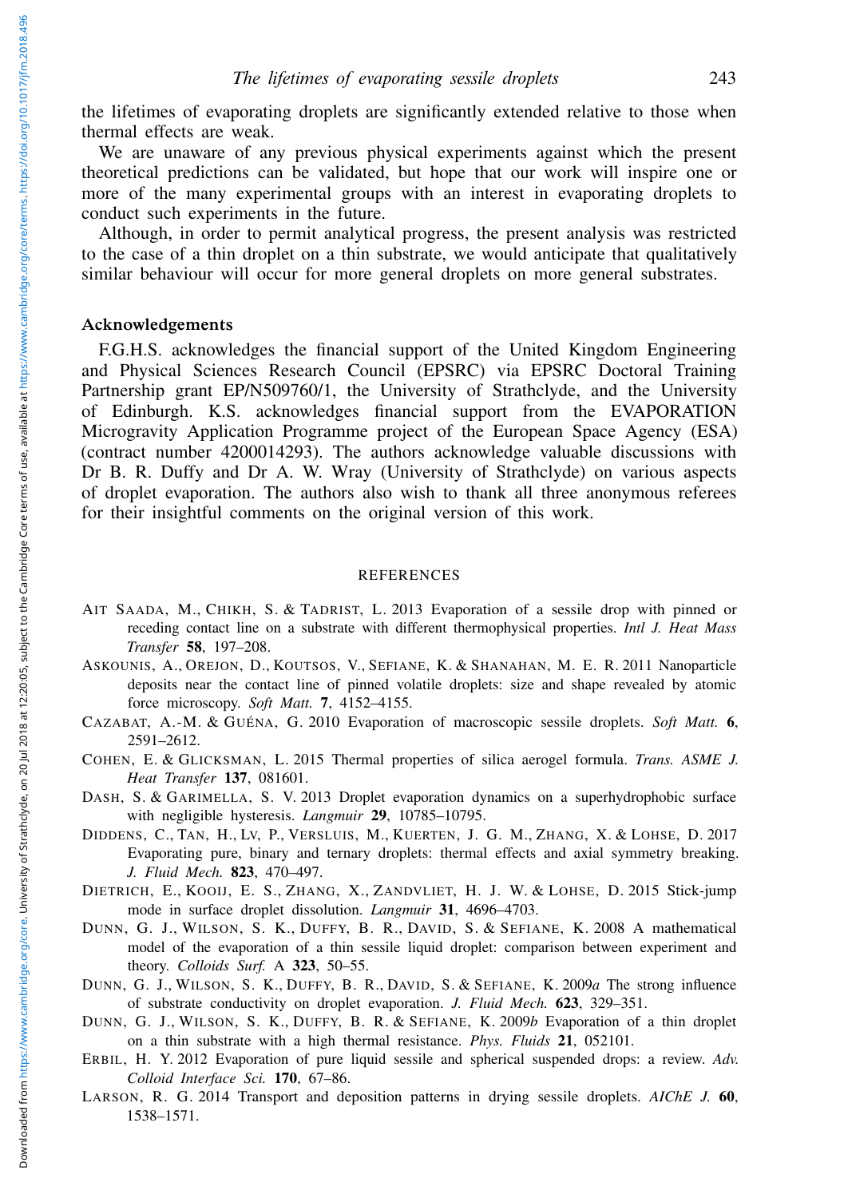the lifetimes of evaporating droplets are significantly extended relative to those when thermal effects are weak.

We are unaware of any previous physical experiments against which the present theoretical predictions can be validated, but hope that our work will inspire one or more of the many experimental groups with an interest in evaporating droplets to conduct such experiments in the future.

Although, in order to permit analytical progress, the present analysis was restricted to the case of a thin droplet on a thin substrate, we would anticipate that qualitatively similar behaviour will occur for more general droplets on more general substrates.

## Acknowledgements

F.G.H.S. acknowledges the financial support of the United Kingdom Engineering and Physical Sciences Research Council (EPSRC) via EPSRC Doctoral Training Partnership grant EP/N509760/1, the University of Strathclyde, and the University of Edinburgh. K.S. acknowledges financial support from the EVAPORATION Microgravity Application Programme project of the European Space Agency (ESA) (contract number 4200014293). The authors acknowledge valuable discussions with Dr B. R. Duffy and Dr A. W. Wray (University of Strathclyde) on various aspects of droplet evaporation. The authors also wish to thank all three anonymous referees for their insightful comments on the original version of this work.

## REFERENCES

Ait Saada, M., Chikh, S. & Tadrist, L. 2013 Evaporation of a sessile drop with pinned or receding contact line on a substrate with different thermophysical properties. *Intl J. Heat Mass Transfer* **58**, 197–208.

Askounis, A., Orejon, D., Koutsos, V., Sefiane, K. & Shanahan, M. E. R. 2011 Nanoparticle deposits near the contact line of pinned volatile droplets: size and shape revealed by atomic force microscopy. *Soft Matt.* **7**, 4152–4155.

Cazabat, A.-M. & Guéna, G. 2010 Evaporation of macroscopic sessile droplets. *Soft Matt.* **6**, 2591–2612.

Cohen, E. & Glicksman, L. 2015 Thermal properties of silica aerogel formula. *Trans. ASME J. Heat Transfer* **137**, 081601.

Dash, S. & Garimella, S. V. 2013 Droplet evaporation dynamics on a superhydrophobic surface with negligible hysteresis. *Langmuir* **29**, 10785–10795.

Diddens, C., Tan, H., Lv, P., Versluis, M., Kuerten, J. G. M., Zhang, X. & Lohse, D. 2017 Evaporating pure, binary and ternary droplets: thermal effects and axial symmetry breaking. *J. Fluid Mech.* **823**, 470–497.

Dietrich, E., Kooij, E. S., Zhang, X., Zandvliet, H. J. W. & Lohse, D. 2015 Stick-jump mode in surface droplet dissolution. *Langmuir* **31**, 4696–4703.

Dunn, G. J., Wilson, S. K., Duffy, B. R., David, S. & Sefiane, K. 2008 A mathematical model of the evaporation of a thin sessile liquid droplet: comparison between experiment and theory. *Colloids Surf.* A **323**, 50–55.

Dunn, G. J., Wilson, S. K., Duffy, B. R., David, S. & Sefiane, K. 2009*a* The strong influence of substrate conductivity on droplet evaporation. *J. Fluid Mech.* **623**, 329–351.

Dunn, G. J., Wilson, S. K., Duffy, B. R. & Sefiane, K. 2009*b* Evaporation of a thin droplet on a thin substrate with a high thermal resistance. *Phys. Fluids* **21**, 052101.

Erbil, H. Y. 2012 Evaporation of pure liquid sessile and spherical suspended drops: a review. *Adv. Colloid Interface Sci.* **170**, 67–86.

Larson, R. G. 2014 Transport and deposition patterns in drying sessile droplets. *AIChE J.* **60**, 1538–1571.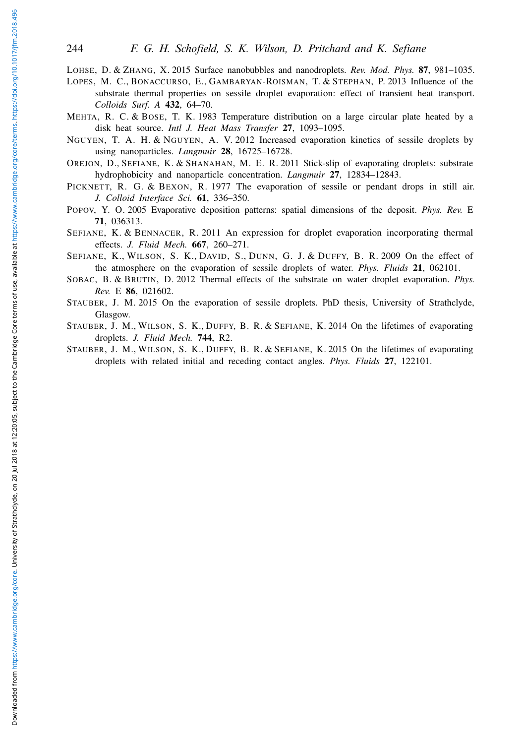LOHSE, D. & ZHANG, X. 2015 Surface nanobubbles and nanodroplets. *Rev. Mod. Phys.* **87**, 981–1035.

LOPES, M. C., BONACCURSO, E., GAMBARYAN-ROISMAN, T. & STEPHAN, P. 2013 Influence of the substrate thermal properties on sessile droplet evaporation: effect of transient heat transport. *Colloids Surf. A* **432**, 64–70.

MEHTA, R. C. & BOSE, T. K. 1983 Temperature distribution on a large circular plate heated by a disk heat source. *Intl J. Heat Mass Transfer* **27**, 1093–1095.

NGUYEN, T. A. H. & NGUYEN, A. V. 2012 Increased evaporation kinetics of sessile droplets by using nanoparticles. *Langmuir* **28**, 16725–16728.

OREJON, D., SEFIANE, K. & SHANAHAN, M. E. R. 2011 Stick-slip of evaporating droplets: substrate hydrophobicity and nanoparticle concentration. *Langmuir* **27**, 12834–12843.

PICKNETT, R. G. & BEXON, R. 1977 The evaporation of sessile or pendant drops in still air. *J. Colloid Interface Sci.* **61**, 336–350.

POPOV, Y. O. 2005 Evaporative deposition patterns: spatial dimensions of the deposit. *Phys. Rev.* E **71**, 036313.

SEFIANE, K. & BENNACER, R. 2011 An expression for droplet evaporation incorporating thermal effects. *J. Fluid Mech.* **667**, 260–271.

SEFIANE, K., WILSON, S. K., DAVID, S., DUNN, G. J. & DUFFY, B. R. 2009 On the effect of the atmosphere on the evaporation of sessile droplets of water. *Phys. Fluids* **21**, 062101.

SOBAC, B. & BRUTIN, D. 2012 Thermal effects of the substrate on water droplet evaporation. *Phys. Rev.* E **86**, 021602.

STAUBER, J. M. 2015 On the evaporation of sessile droplets. PhD thesis, University of Strathclyde, Glasgow.

STAUBER, J. M., WILSON, S. K., DUFFY, B. R. & SEFIANE, K. 2014 On the lifetimes of evaporating droplets. *J. Fluid Mech.* **744**, R2.

STAUBER, J. M., WILSON, S. K., DUFFY, B. R. & SEFIANE, K. 2015 On the lifetimes of evaporating droplets with related initial and receding contact angles. *Phys. Fluids* **27**, 122101.